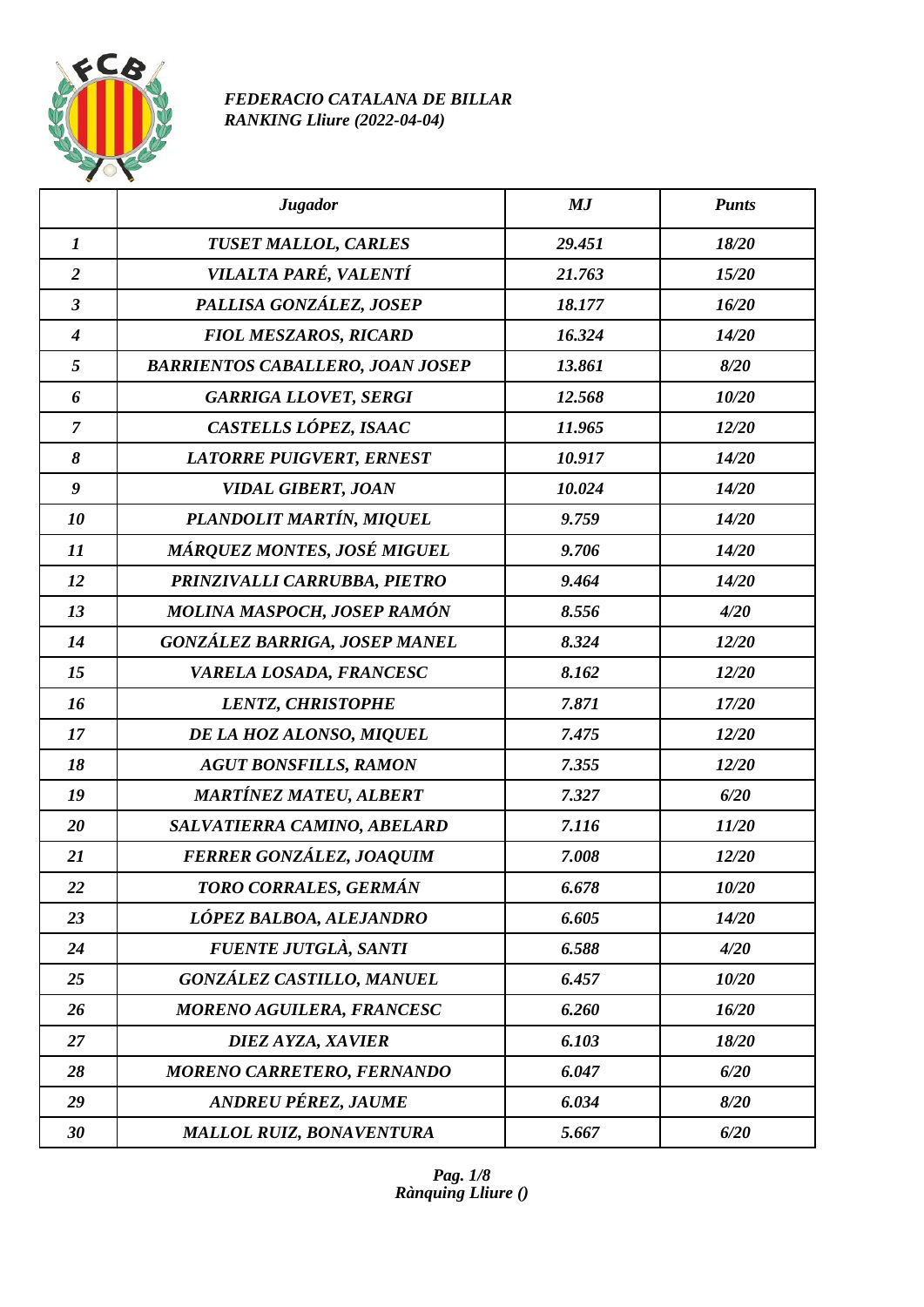*FEDERACIO CATALANA DE BILLAR*
*RANKING Lliure (2022-04-04)*

| | *Jugador* | *MJ* | *Punts* |
|---|---|---|---|
| *1* | *TUSET MALLOL, CARLES* | *29.451* | *18/20* |
| *2* | *VILALTA PARÉ, VALENTÍ* | *21.763* | *15/20* |
| *3* | *PALLISA GONZÁLEZ, JOSEP* | *18.177* | *16/20* |
| *4* | *FIOL MESZAROS, RICARD* | *16.324* | *14/20* |
| *5* | *BARRIENTOS CABALLERO, JOAN JOSEP* | *13.861* | *8/20* |
| *6* | *GARRIGA LLOVET, SERGI* | *12.568* | *10/20* |
| *7* | *CASTELLS LÓPEZ, ISAAC* | *11.965* | *12/20* |
| *8* | *LATORRE PUIGVERT, ERNEST* | *10.917* | *14/20* |
| *9* | *VIDAL GIBERT, JOAN* | *10.024* | *14/20* |
| *10* | *PLANDOLIT MARTÍN, MIQUEL* | *9.759* | *14/20* |
| *11* | *MÁRQUEZ MONTES, JOSÉ MIGUEL* | *9.706* | *14/20* |
| *12* | *PRINZIVALLI CARRUBBA, PIETRO* | *9.464* | *14/20* |
| *13* | *MOLINA MASPOCH, JOSEP RAMÓN* | *8.556* | *4/20* |
| *14* | *GONZÁLEZ BARRIGA, JOSEP MANEL* | *8.324* | *12/20* |
| *15* | *VARELA LOSADA, FRANCESC* | *8.162* | *12/20* |
| *16* | *LENTZ, CHRISTOPHE* | *7.871* | *17/20* |
| *17* | *DE LA HOZ ALONSO, MIQUEL* | *7.475* | *12/20* |
| *18* | *AGUT BONSFILLS, RAMON* | *7.355* | *12/20* |
| *19* | *MARTÍNEZ MATEU, ALBERT* | *7.327* | *6/20* |
| *20* | *SALVATIERRA CAMINO, ABELARD* | *7.116* | *11/20* |
| *21* | *FERRER GONZÁLEZ, JOAQUIM* | *7.008* | *12/20* |
| *22* | *TORO CORRALES, GERMÁN* | *6.678* | *10/20* |
| *23* | *LÓPEZ BALBOA, ALEJANDRO* | *6.605* | *14/20* |
| *24* | *FUENTE JUTGLÀ, SANTI* | *6.588* | *4/20* |
| *25* | *GONZÁLEZ CASTILLO, MANUEL* | *6.457* | *10/20* |
| *26* | *MORENO AGUILERA, FRANCESC* | *6.260* | *16/20* |
| *27* | *DIEZ AYZA, XAVIER* | *6.103* | *18/20* |
| *28* | *MORENO CARRETERO, FERNANDO* | *6.047* | *6/20* |
| *29* | *ANDREU PÉREZ, JAUME* | *6.034* | *8/20* |
| *30* | *MALLOL RUIZ, BONAVENTURA* | *5.667* | *6/20* |

*Rànquing Lliure ()*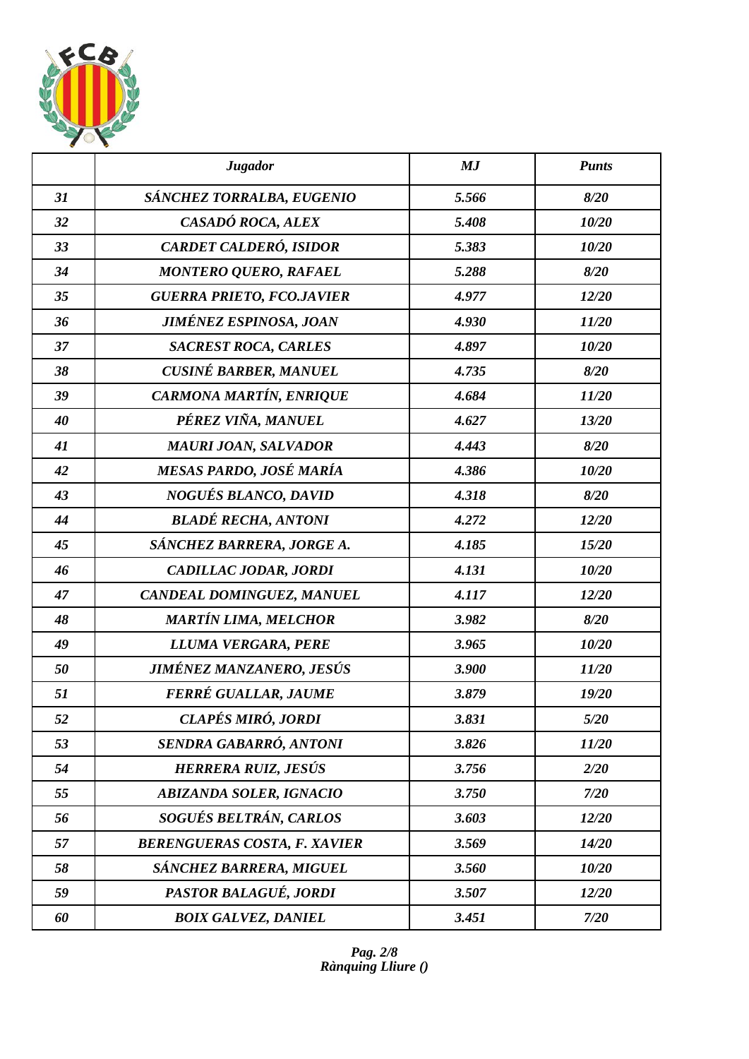| | ***Jugador*** | ***MJ*** | ***Punts*** |
|---|---|---|---|
| ***31*** | ***SÁNCHEZ TORRALBA, EUGENIO*** | ***5.566*** | ***8/20*** |
| ***32*** | ***CASADÓ ROCA, ALEX*** | ***5.408*** | ***10/20*** |
| ***33*** | ***CARDET CALDERÓ, ISIDOR*** | ***5.383*** | ***10/20*** |
| ***34*** | ***MONTERO QUERO, RAFAEL*** | ***5.288*** | ***8/20*** |
| ***35*** | ***GUERRA PRIETO, FCO.JAVIER*** | ***4.977*** | ***12/20*** |
| ***36*** | ***JIMÉNEZ ESPINOSA, JOAN*** | ***4.930*** | ***11/20*** |
| ***37*** | ***SACREST ROCA, CARLES*** | ***4.897*** | ***10/20*** |
| ***38*** | ***CUSINÉ BARBER, MANUEL*** | ***4.735*** | ***8/20*** |
| ***39*** | ***CARMONA MARTÍN, ENRIQUE*** | ***4.684*** | ***11/20*** |
| ***40*** | ***PÉREZ VIÑA, MANUEL*** | ***4.627*** | ***13/20*** |
| ***41*** | ***MAURI JOAN, SALVADOR*** | ***4.443*** | ***8/20*** |
| ***42*** | ***MESAS PARDO, JOSÉ MARÍA*** | ***4.386*** | ***10/20*** |
| ***43*** | ***NOGUÉS BLANCO, DAVID*** | ***4.318*** | ***8/20*** |
| ***44*** | ***BLADÉ RECHA, ANTONI*** | ***4.272*** | ***12/20*** |
| ***45*** | ***SÁNCHEZ BARRERA, JORGE A.*** | ***4.185*** | ***15/20*** |
| ***46*** | ***CADILLAC JODAR, JORDI*** | ***4.131*** | ***10/20*** |
| ***47*** | ***CANDEAL DOMINGUEZ, MANUEL*** | ***4.117*** | ***12/20*** |
| ***48*** | ***MARTÍN LIMA, MELCHOR*** | ***3.982*** | ***8/20*** |
| ***49*** | ***LLUMA VERGARA, PERE*** | ***3.965*** | ***10/20*** |
| ***50*** | ***JIMÉNEZ MANZANERO, JESÚS*** | ***3.900*** | ***11/20*** |
| ***51*** | ***FERRÉ GUALLAR, JAUME*** | ***3.879*** | ***19/20*** |
| ***52*** | ***CLAPÉS MIRÓ, JORDI*** | ***3.831*** | ***5/20*** |
| ***53*** | ***SENDRA GABARRÓ, ANTONI*** | ***3.826*** | ***11/20*** |
| ***54*** | ***HERRERA RUIZ, JESÚS*** | ***3.756*** | ***2/20*** |
| ***55*** | ***ABIZANDA SOLER, IGNACIO*** | ***3.750*** | ***7/20*** |
| ***56*** | ***SOGUÉS BELTRÁN, CARLOS*** | ***3.603*** | ***12/20*** |
| ***57*** | ***BERENGUERAS COSTA, F. XAVIER*** | ***3.569*** | ***14/20*** |
| ***58*** | ***SÁNCHEZ BARRERA, MIGUEL*** | ***3.560*** | ***10/20*** |
| ***59*** | ***PASTOR BALAGUÉ, JORDI*** | ***3.507*** | ***12/20*** |
| ***60*** | ***BOIX GALVEZ, DANIEL*** | ***3.451*** | ***7/20*** |

***Rànquing Lliure ()***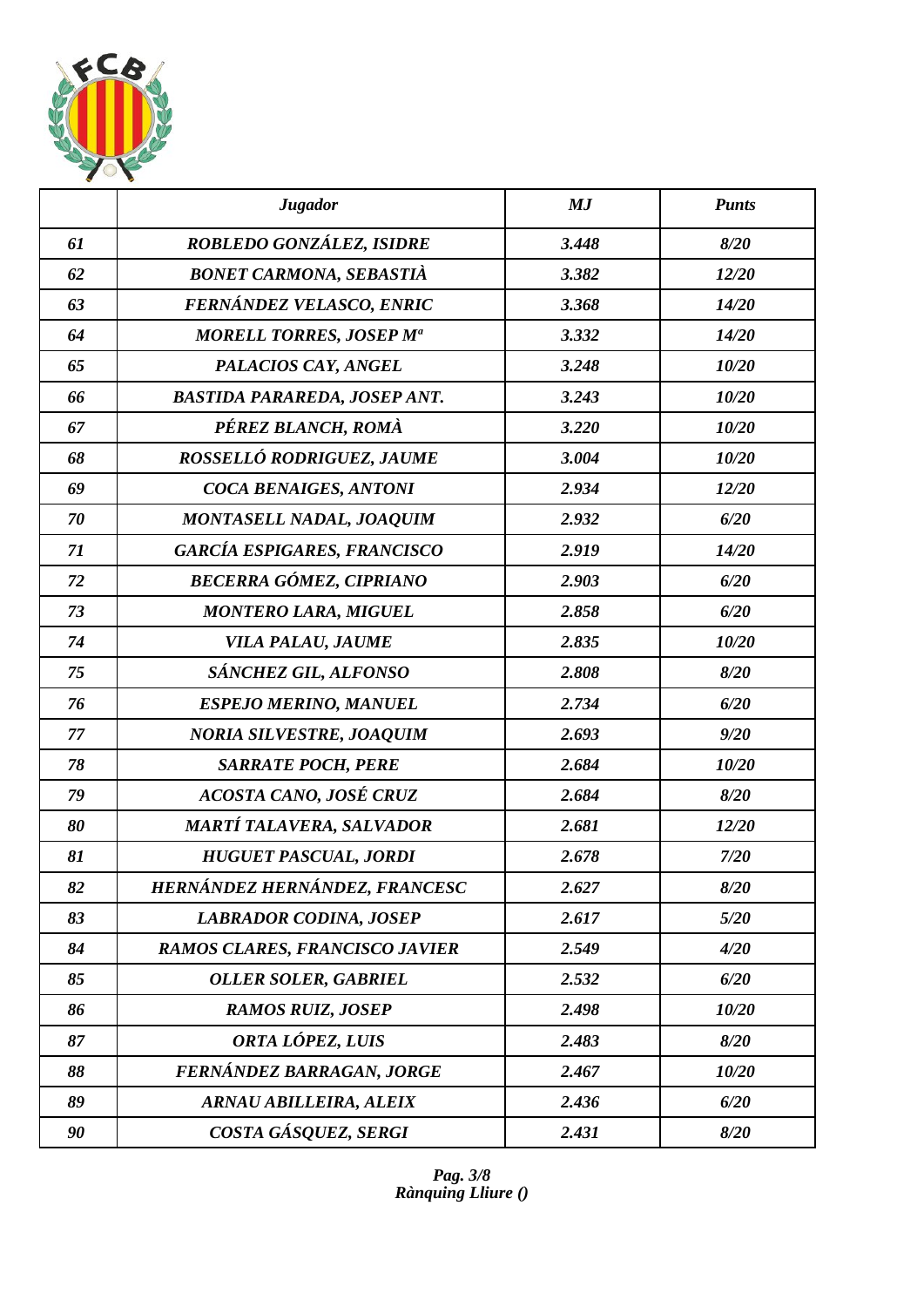|  | *Jugador* | *MJ* | *Punts* |
|---|---|---|---|
| *61* | *ROBLEDO GONZÁLEZ, ISIDRE* | *3.448* | *8/20* |
| *62* | *BONET CARMONA, SEBASTIÀ* | *3.382* | *12/20* |
| *63* | *FERNÁNDEZ VELASCO, ENRIC* | *3.368* | *14/20* |
| *64* | *MORELL TORRES, JOSEP Mª* | *3.332* | *14/20* |
| *65* | *PALACIOS CAY, ANGEL* | *3.248* | *10/20* |
| *66* | *BASTIDA PARAREDA, JOSEP ANT.* | *3.243* | *10/20* |
| *67* | *PÉREZ BLANCH, ROMÀ* | *3.220* | *10/20* |
| *68* | *ROSSELLÓ RODRIGUEZ, JAUME* | *3.004* | *10/20* |
| *69* | *COCA BENAIGES, ANTONI* | *2.934* | *12/20* |
| *70* | *MONTASELL NADAL, JOAQUIM* | *2.932* | *6/20* |
| *71* | *GARCÍA ESPIGARES, FRANCISCO* | *2.919* | *14/20* |
| *72* | *BECERRA GÓMEZ, CIPRIANO* | *2.903* | *6/20* |
| *73* | *MONTERO LARA, MIGUEL* | *2.858* | *6/20* |
| *74* | *VILA PALAU, JAUME* | *2.835* | *10/20* |
| *75* | *SÁNCHEZ GIL, ALFONSO* | *2.808* | *8/20* |
| *76* | *ESPEJO MERINO, MANUEL* | *2.734* | *6/20* |
| *77* | *NORIA SILVESTRE, JOAQUIM* | *2.693* | *9/20* |
| *78* | *SARRATE POCH, PERE* | *2.684* | *10/20* |
| *79* | *ACOSTA CANO, JOSÉ CRUZ* | *2.684* | *8/20* |
| *80* | *MARTÍ TALAVERA, SALVADOR* | *2.681* | *12/20* |
| *81* | *HUGUET PASCUAL, JORDI* | *2.678* | *7/20* |
| *82* | *HERNÁNDEZ HERNÁNDEZ, FRANCESC* | *2.627* | *8/20* |
| *83* | *LABRADOR CODINA, JOSEP* | *2.617* | *5/20* |
| *84* | *RAMOS CLARES, FRANCISCO JAVIER* | *2.549* | *4/20* |
| *85* | *OLLER SOLER, GABRIEL* | *2.532* | *6/20* |
| *86* | *RAMOS RUIZ, JOSEP* | *2.498* | *10/20* |
| *87* | *ORTA LÓPEZ, LUIS* | *2.483* | *8/20* |
| *88* | *FERNÁNDEZ BARRAGAN, JORGE* | *2.467* | *10/20* |
| *89* | *ARNAU ABILLEIRA, ALEIX* | *2.436* | *6/20* |
| *90* | *COSTA GÁSQUEZ, SERGI* | *2.431* | *8/20* |

*Rànquing Lliure ()*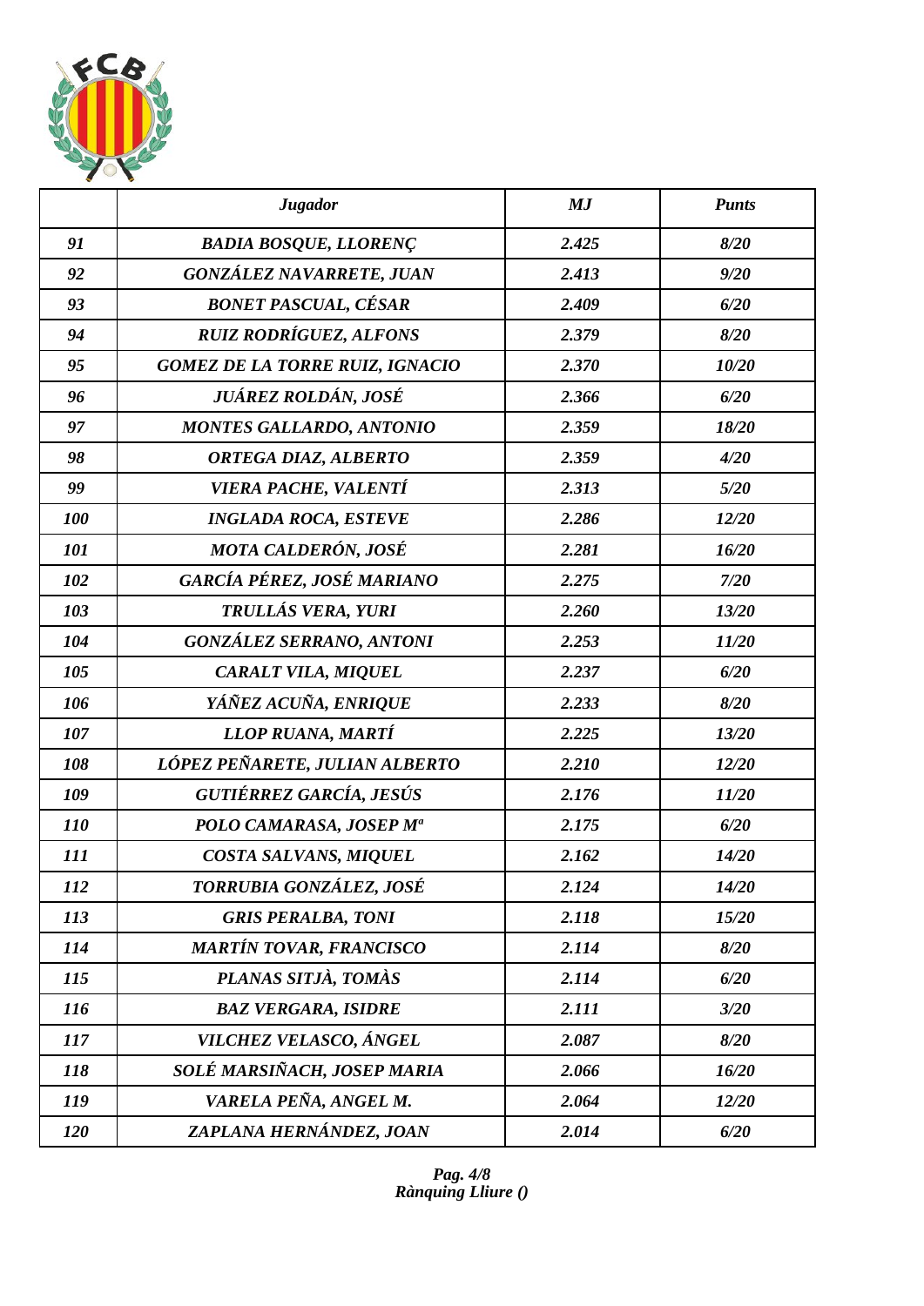| | *Jugador* | *MJ* | *Punts* |
|---|---|---|---|
| *91* | *BADIA BOSQUE, LLORENÇ* | *2.425* | *8/20* |
| *92* | *GONZÁLEZ NAVARRETE, JUAN* | *2.413* | *9/20* |
| *93* | *BONET PASCUAL, CÉSAR* | *2.409* | *6/20* |
| *94* | *RUIZ RODRÍGUEZ, ALFONS* | *2.379* | *8/20* |
| *95* | *GOMEZ DE LA TORRE RUIZ, IGNACIO* | *2.370* | *10/20* |
| *96* | *JUÁREZ ROLDÁN, JOSÉ* | *2.366* | *6/20* |
| *97* | *MONTES GALLARDO, ANTONIO* | *2.359* | *18/20* |
| *98* | *ORTEGA DIAZ, ALBERTO* | *2.359* | *4/20* |
| *99* | *VIERA PACHE, VALENTÍ* | *2.313* | *5/20* |
| *100* | *INGLADA ROCA, ESTEVE* | *2.286* | *12/20* |
| *101* | *MOTA CALDERÓN, JOSÉ* | *2.281* | *16/20* |
| *102* | *GARCÍA PÉREZ, JOSÉ MARIANO* | *2.275* | *7/20* |
| *103* | *TRULLÁS VERA, YURI* | *2.260* | *13/20* |
| *104* | *GONZÁLEZ SERRANO, ANTONI* | *2.253* | *11/20* |
| *105* | *CARALT VILA, MIQUEL* | *2.237* | *6/20* |
| *106* | *YÁÑEZ ACUÑA, ENRIQUE* | *2.233* | *8/20* |
| *107* | *LLOP RUANA, MARTÍ* | *2.225* | *13/20* |
| *108* | *LÓPEZ PEÑARETE, JULIAN ALBERTO* | *2.210* | *12/20* |
| *109* | *GUTIÉRREZ GARCÍA, JESÚS* | *2.176* | *11/20* |
| *110* | *POLO CAMARASA, JOSEP Mª* | *2.175* | *6/20* |
| *111* | *COSTA SALVANS, MIQUEL* | *2.162* | *14/20* |
| *112* | *TORRUBIA GONZÁLEZ, JOSÉ* | *2.124* | *14/20* |
| *113* | *GRIS PERALBA, TONI* | *2.118* | *15/20* |
| *114* | *MARTÍN TOVAR, FRANCISCO* | *2.114* | *8/20* |
| *115* | *PLANAS SITJÀ, TOMÀS* | *2.114* | *6/20* |
| *116* | *BAZ VERGARA, ISIDRE* | *2.111* | *3/20* |
| *117* | *VILCHEZ VELASCO, ÁNGEL* | *2.087* | *8/20* |
| *118* | *SOLÉ MARSIÑACH, JOSEP MARIA* | *2.066* | *16/20* |
| *119* | *VARELA PEÑA, ANGEL M.* | *2.064* | *12/20* |
| *120* | *ZAPLANA HERNÁNDEZ, JOAN* | *2.014* | *6/20* |

*Rànquing Lliure ()*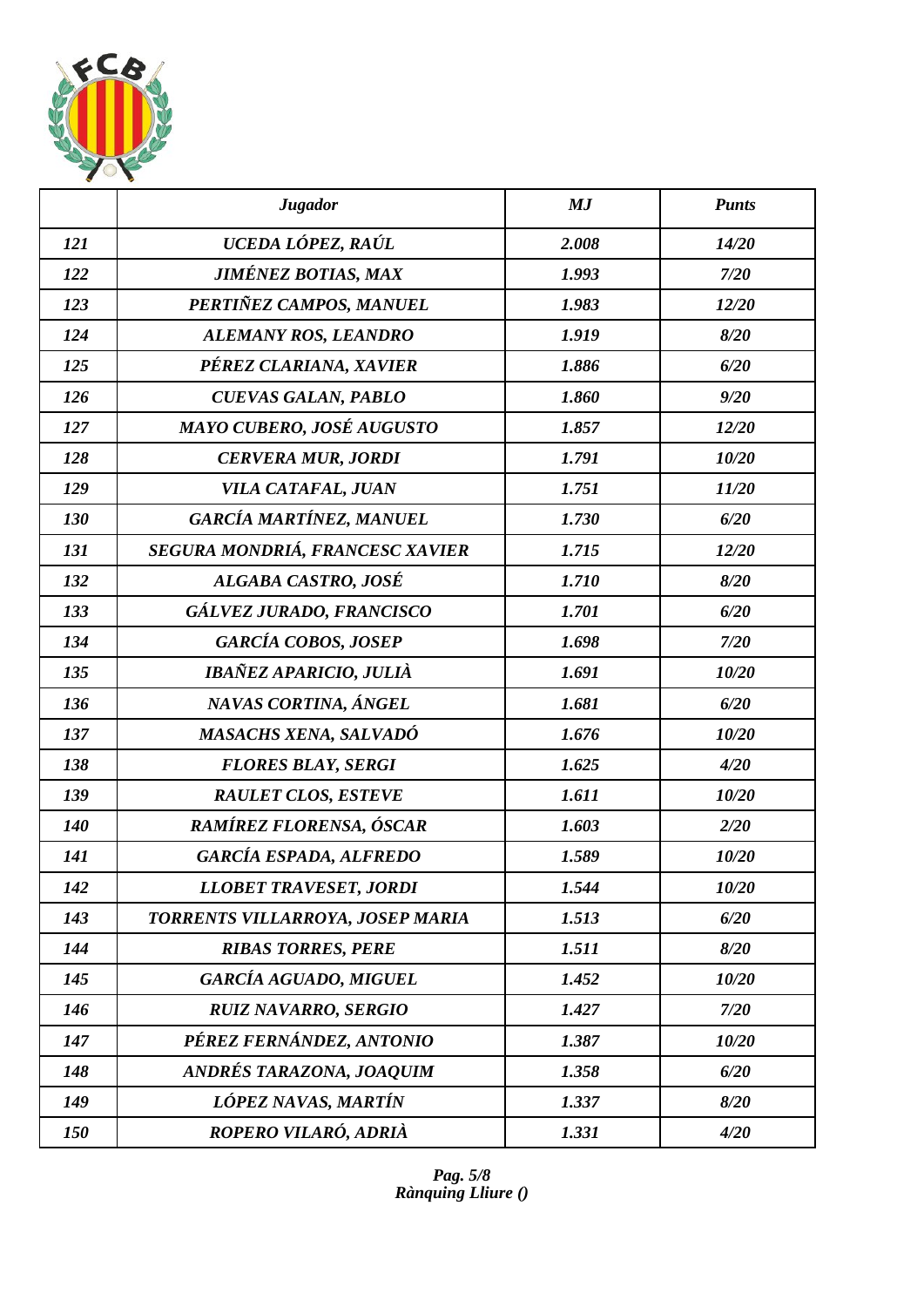| | *Jugador* | *MJ* | *Punts* |
|---|---|---|---|
| *121* | *UCEDA LÓPEZ, RAÚL* | *2.008* | *14/20* |
| *122* | *JIMÉNEZ BOTIAS, MAX* | *1.993* | *7/20* |
| *123* | *PERTIÑEZ CAMPOS, MANUEL* | *1.983* | *12/20* |
| *124* | *ALEMANY ROS, LEANDRO* | *1.919* | *8/20* |
| *125* | *PÉREZ CLARIANA, XAVIER* | *1.886* | *6/20* |
| *126* | *CUEVAS GALAN, PABLO* | *1.860* | *9/20* |
| *127* | *MAYO CUBERO, JOSÉ AUGUSTO* | *1.857* | *12/20* |
| *128* | *CERVERA MUR, JORDI* | *1.791* | *10/20* |
| *129* | *VILA CATAFAL, JUAN* | *1.751* | *11/20* |
| *130* | *GARCÍA MARTÍNEZ, MANUEL* | *1.730* | *6/20* |
| *131* | *SEGURA MONDRIÁ, FRANCESC XAVIER* | *1.715* | *12/20* |
| *132* | *ALGABA CASTRO, JOSÉ* | *1.710* | *8/20* |
| *133* | *GÁLVEZ JURADO, FRANCISCO* | *1.701* | *6/20* |
| *134* | *GARCÍA COBOS, JOSEP* | *1.698* | *7/20* |
| *135* | *IBAÑEZ APARICIO, JULIÀ* | *1.691* | *10/20* |
| *136* | *NAVAS CORTINA, ÁNGEL* | *1.681* | *6/20* |
| *137* | *MASACHS XENA, SALVADÓ* | *1.676* | *10/20* |
| *138* | *FLORES BLAY, SERGI* | *1.625* | *4/20* |
| *139* | *RAULET CLOS, ESTEVE* | *1.611* | *10/20* |
| *140* | *RAMÍREZ FLORENSA, ÓSCAR* | *1.603* | *2/20* |
| *141* | *GARCÍA ESPADA, ALFREDO* | *1.589* | *10/20* |
| *142* | *LLOBET TRAVESET, JORDI* | *1.544* | *10/20* |
| *143* | *TORRENTS VILLARROYA, JOSEP MARIA* | *1.513* | *6/20* |
| *144* | *RIBAS TORRES, PERE* | *1.511* | *8/20* |
| *145* | *GARCÍA AGUADO, MIGUEL* | *1.452* | *10/20* |
| *146* | *RUIZ NAVARRO, SERGIO* | *1.427* | *7/20* |
| *147* | *PÉREZ FERNÁNDEZ, ANTONIO* | *1.387* | *10/20* |
| *148* | *ANDRÉS TARAZONA, JOAQUIM* | *1.358* | *6/20* |
| *149* | *LÓPEZ NAVAS, MARTÍN* | *1.337* | *8/20* |
| *150* | *ROPERO VILARÓ, ADRIÀ* | *1.331* | *4/20* |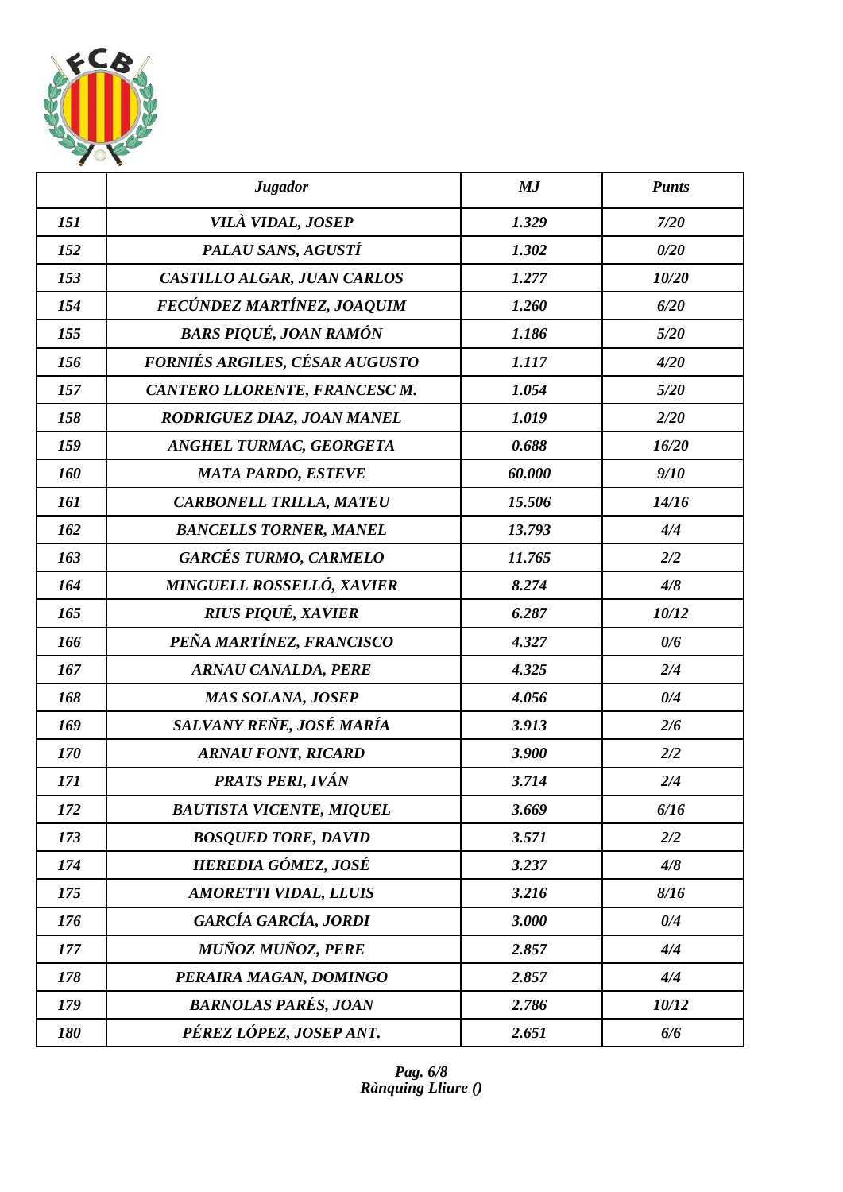| | *Jugador* | *MJ* | *Punts* |
|---|---|---|---|
| *151* | *VILÀ VIDAL, JOSEP* | *1.329* | *7/20* |
| *152* | *PALAU SANS, AGUSTÍ* | *1.302* | *0/20* |
| *153* | *CASTILLO ALGAR, JUAN CARLOS* | *1.277* | *10/20* |
| *154* | *FECÚNDEZ MARTÍNEZ, JOAQUIM* | *1.260* | *6/20* |
| *155* | *BARS PIQUÉ, JOAN RAMÓN* | *1.186* | *5/20* |
| *156* | *FORNIÉS ARGILES, CÉSAR AUGUSTO* | *1.117* | *4/20* |
| *157* | *CANTERO LLORENTE, FRANCESC M.* | *1.054* | *5/20* |
| *158* | *RODRIGUEZ DIAZ, JOAN MANEL* | *1.019* | *2/20* |
| *159* | *ANGHEL TURMAC, GEORGETA* | *0.688* | *16/20* |
| *160* | *MATA PARDO, ESTEVE* | *60.000* | *9/10* |
| *161* | *CARBONELL TRILLA, MATEU* | *15.506* | *14/16* |
| *162* | *BANCELLS TORNER, MANEL* | *13.793* | *4/4* |
| *163* | *GARCÉS TURMO, CARMELO* | *11.765* | *2/2* |
| *164* | *MINGUELL ROSSELLÓ, XAVIER* | *8.274* | *4/8* |
| *165* | *RIUS PIQUÉ, XAVIER* | *6.287* | *10/12* |
| *166* | *PEÑA MARTÍNEZ, FRANCISCO* | *4.327* | *0/6* |
| *167* | *ARNAU CANALDA, PERE* | *4.325* | *2/4* |
| *168* | *MAS SOLANA, JOSEP* | *4.056* | *0/4* |
| *169* | *SALVANY REÑE, JOSÉ MARÍA* | *3.913* | *2/6* |
| *170* | *ARNAU FONT, RICARD* | *3.900* | *2/2* |
| *171* | *PRATS PERI, IVÁN* | *3.714* | *2/4* |
| *172* | *BAUTISTA VICENTE, MIQUEL* | *3.669* | *6/16* |
| *173* | *BOSQUED TORE, DAVID* | *3.571* | *2/2* |
| *174* | *HEREDIA GÓMEZ, JOSÉ* | *3.237* | *4/8* |
| *175* | *AMORETTI VIDAL, LLUIS* | *3.216* | *8/16* |
| *176* | *GARCÍA GARCÍA, JORDI* | *3.000* | *0/4* |
| *177* | *MUÑOZ MUÑOZ, PERE* | *2.857* | *4/4* |
| *178* | *PERAIRA MAGAN, DOMINGO* | *2.857* | *4/4* |
| *179* | *BARNOLAS PARÉS, JOAN* | *2.786* | *10/12* |
| *180* | *PÉREZ LÓPEZ, JOSEP ANT.* | *2.651* | *6/6* |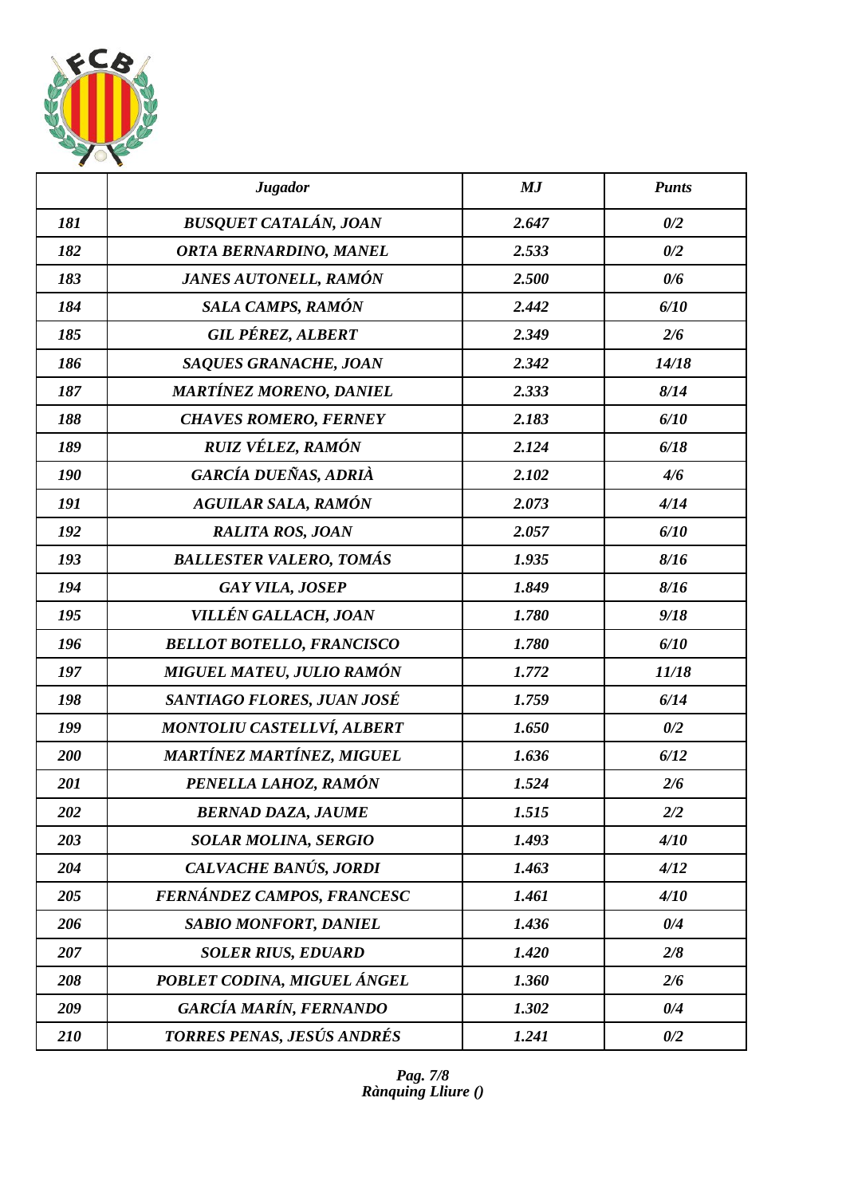| | *Jugador* | *MJ* | *Punts* |
|---|---|---|---|
| *181* | *BUSQUET CATALÁN, JOAN* | *2.647* | *0/2* |
| *182* | *ORTA BERNARDINO, MANEL* | *2.533* | *0/2* |
| *183* | *JANES AUTONELL, RAMÓN* | *2.500* | *0/6* |
| *184* | *SALA CAMPS, RAMÓN* | *2.442* | *6/10* |
| *185* | *GIL PÉREZ, ALBERT* | *2.349* | *2/6* |
| *186* | *SAQUES GRANACHE, JOAN* | *2.342* | *14/18* |
| *187* | *MARTÍNEZ MORENO, DANIEL* | *2.333* | *8/14* |
| *188* | *CHAVES ROMERO, FERNEY* | *2.183* | *6/10* |
| *189* | *RUIZ VÉLEZ, RAMÓN* | *2.124* | *6/18* |
| *190* | *GARCÍA DUEÑAS, ADRIÀ* | *2.102* | *4/6* |
| *191* | *AGUILAR SALA, RAMÓN* | *2.073* | *4/14* |
| *192* | *RALITA ROS, JOAN* | *2.057* | *6/10* |
| *193* | *BALLESTER VALERO, TOMÁS* | *1.935* | *8/16* |
| *194* | *GAY VILA, JOSEP* | *1.849* | *8/16* |
| *195* | *VILLÉN GALLACH, JOAN* | *1.780* | *9/18* |
| *196* | *BELLOT BOTELLO, FRANCISCO* | *1.780* | *6/10* |
| *197* | *MIGUEL MATEU, JULIO RAMÓN* | *1.772* | *11/18* |
| *198* | *SANTIAGO FLORES, JUAN JOSÉ* | *1.759* | *6/14* |
| *199* | *MONTOLIU CASTELLVÍ, ALBERT* | *1.650* | *0/2* |
| *200* | *MARTÍNEZ MARTÍNEZ, MIGUEL* | *1.636* | *6/12* |
| *201* | *PENELLA LAHOZ, RAMÓN* | *1.524* | *2/6* |
| *202* | *BERNAD DAZA, JAUME* | *1.515* | *2/2* |
| *203* | *SOLAR MOLINA, SERGIO* | *1.493* | *4/10* |
| *204* | *CALVACHE BANÚS, JORDI* | *1.463* | *4/12* |
| *205* | *FERNÁNDEZ CAMPOS, FRANCESC* | *1.461* | *4/10* |
| *206* | *SABIO MONFORT, DANIEL* | *1.436* | *0/4* |
| *207* | *SOLER RIUS, EDUARD* | *1.420* | *2/8* |
| *208* | *POBLET CODINA, MIGUEL ÁNGEL* | *1.360* | *2/6* |
| *209* | *GARCÍA MARÍN, FERNANDO* | *1.302* | *0/4* |
| *210* | *TORRES PENAS, JESÚS ANDRÉS* | *1.241* | *0/2* |

*Rànquing Lliure ()*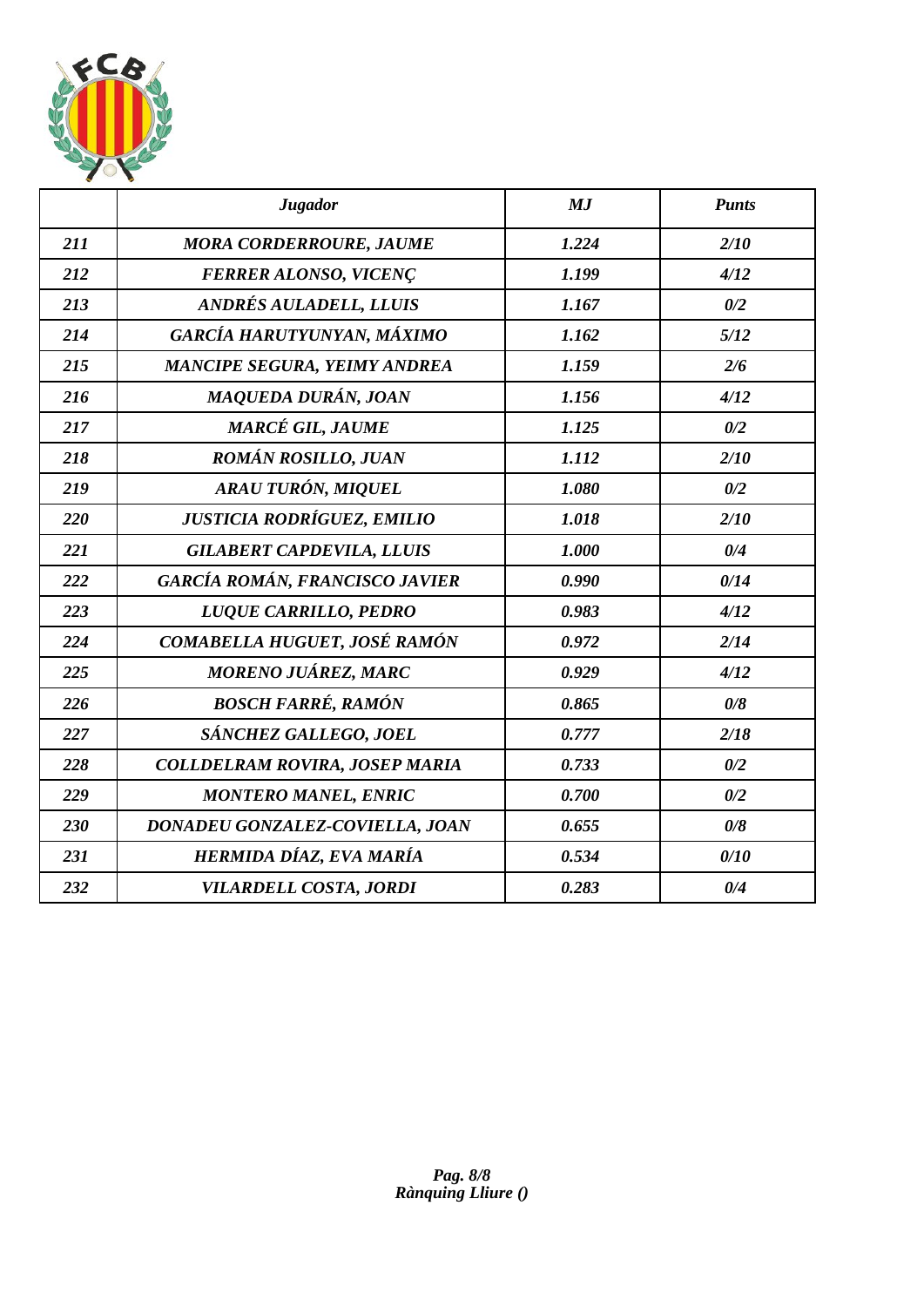| | *Jugador* | *MJ* | *Punts* |
|---|---|---|---|
| *211* | *MORA CORDERROURE, JAUME* | *1.224* | *2/10* |
| *212* | *FERRER ALONSO, VICENÇ* | *1.199* | *4/12* |
| *213* | *ANDRÉS AULADELL, LLUIS* | *1.167* | *0/2* |
| *214* | *GARCÍA HARUTYUNYAN, MÁXIMO* | *1.162* | *5/12* |
| *215* | *MANCIPE SEGURA, YEIMY ANDREA* | *1.159* | *2/6* |
| *216* | *MAQUEDA DURÁN, JOAN* | *1.156* | *4/12* |
| *217* | *MARCÉ GIL, JAUME* | *1.125* | *0/2* |
| *218* | *ROMÁN ROSILLO, JUAN* | *1.112* | *2/10* |
| *219* | *ARAU TURÓN, MIQUEL* | *1.080* | *0/2* |
| *220* | *JUSTICIA RODRÍGUEZ, EMILIO* | *1.018* | *2/10* |
| *221* | *GILABERT CAPDEVILA, LLUIS* | *1.000* | *0/4* |
| *222* | *GARCÍA ROMÁN, FRANCISCO JAVIER* | *0.990* | *0/14* |
| *223* | *LUQUE CARRILLO, PEDRO* | *0.983* | *4/12* |
| *224* | *COMABELLA HUGUET, JOSÉ RAMÓN* | *0.972* | *2/14* |
| *225* | *MORENO JUÁREZ, MARC* | *0.929* | *4/12* |
| *226* | *BOSCH FARRÉ, RAMÓN* | *0.865* | *0/8* |
| *227* | *SÁNCHEZ GALLEGO, JOEL* | *0.777* | *2/18* |
| *228* | *COLLDELRAM ROVIRA, JOSEP MARIA* | *0.733* | *0/2* |
| *229* | *MONTERO MANEL, ENRIC* | *0.700* | *0/2* |
| *230* | *DONADEU GONZALEZ-COVIELLA, JOAN* | *0.655* | *0/8* |
| *231* | *HERMIDA DÍAZ, EVA MARÍA* | *0.534* | *0/10* |
| *232* | *VILARDELL COSTA, JORDI* | *0.283* | *0/4* |

*Rànquing Lliure ()*